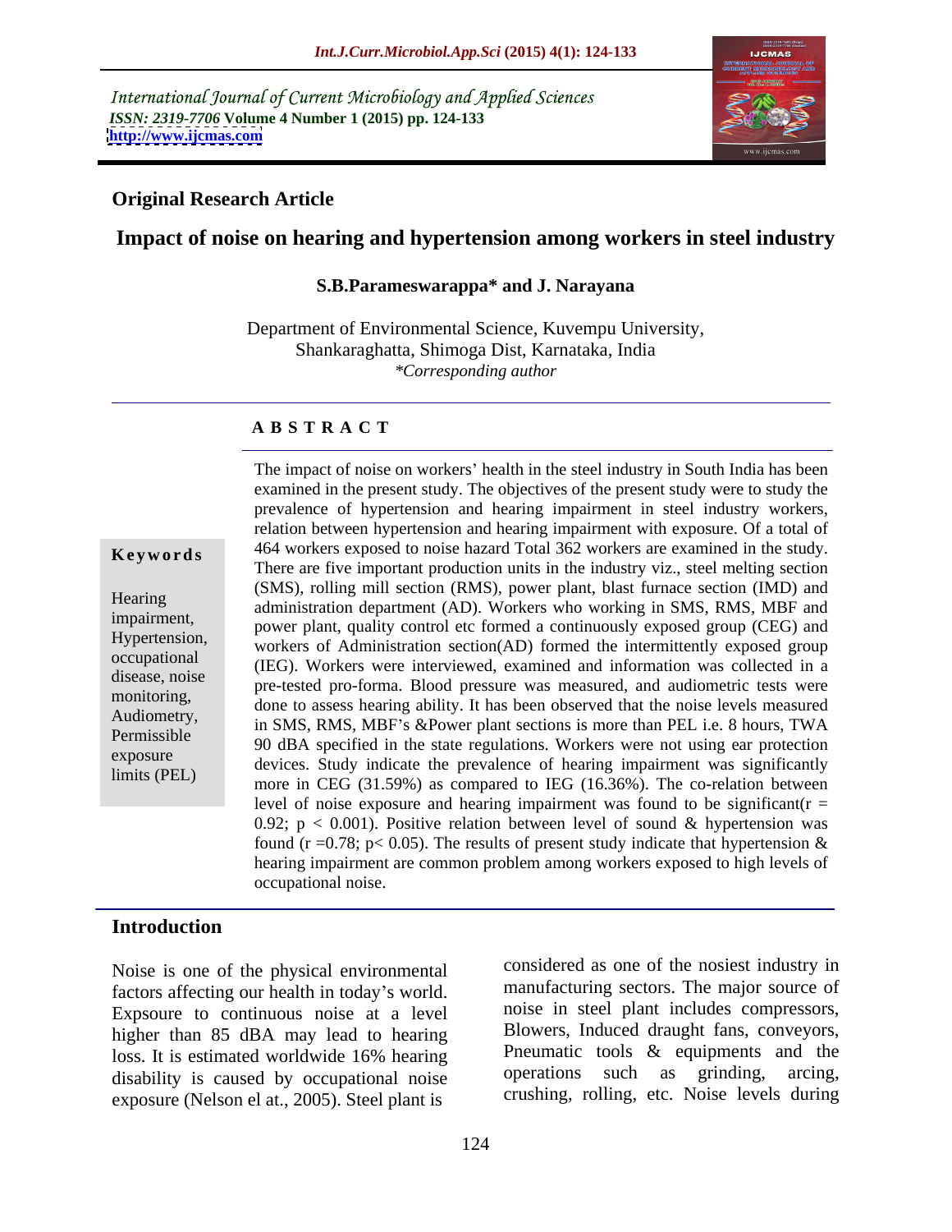International Journal of Current Microbiology and Applied Sciences
*ISSN: 2319-7706* **Volume 4 Number 1 (2015) pp. 124-133**
**http://www.ijcmas.com**

**Original Research Article**

# Impact of noise on hearing and hypertension among workers in steel industry

**S.B.Parameswarappa\* and J. Narayana**

Department of Environmental Science, Kuvempu University, Shankaraghatta, Shimoga Dist, Karnataka, India
*\*Corresponding author*

## ABSTRACT

**Keywords**

Hearing impairment, Hypertension, occupational disease, noise monitoring, Audiometry, Permissible exposure limits (PEL)

The impact of noise on workers' health in the steel industry in South India has been examined in the present study. The objectives of the present study were to study the prevalence of hypertension and hearing impairment in steel industry workers, relation between hypertension and hearing impairment with exposure. Of a total of 464 workers exposed to noise hazard Total 362 workers are examined in the study. There are five important production units in the industry viz., steel melting section (SMS), rolling mill section (RMS), power plant, blast furnace section (IMD) and administration department (AD). Workers who working in SMS, RMS, MBF and power plant, quality control etc formed a continuously exposed group (CEG) and workers of Administration section(AD) formed the intermittently exposed group (IEG). Workers were interviewed, examined and information was collected in a pre-tested pro-forma. Blood pressure was measured, and audiometric tests were done to assess hearing ability. It has been observed that the noise levels measured in SMS, RMS, MBF's &Power plant sections is more than PEL i.e. 8 hours, TWA 90 dBA specified in the state regulations. Workers were not using ear protection devices. Study indicate the prevalence of hearing impairment was significantly more in CEG (31.59%) as compared to IEG (16.36%). The co-relation between level of noise exposure and hearing impairment was found to be significant($r = 0.92$; $p < 0.001$). Positive relation between level of sound & hypertension was found ($r = 0.78$; $p < 0.05$). The results of present study indicate that hypertension & hearing impairment are common problem among workers exposed to high levels of occupational noise.

## Introduction

Noise is one of the physical environmental factors affecting our health in today's world. Expsoure to continuous noise at a level higher than 85 dBA may lead to hearing loss. It is estimated worldwide 16% hearing disability is caused by occupational noise exposure (Nelson el at., 2005). Steel plant is considered as one of the nosiest industry in manufacturing sectors. The major source of noise in steel plant includes compressors, Blowers, Induced draught fans, conveyors, Pneumatic tools & equipments and the operations such as grinding, arcing, crushing, rolling, etc. Noise levels during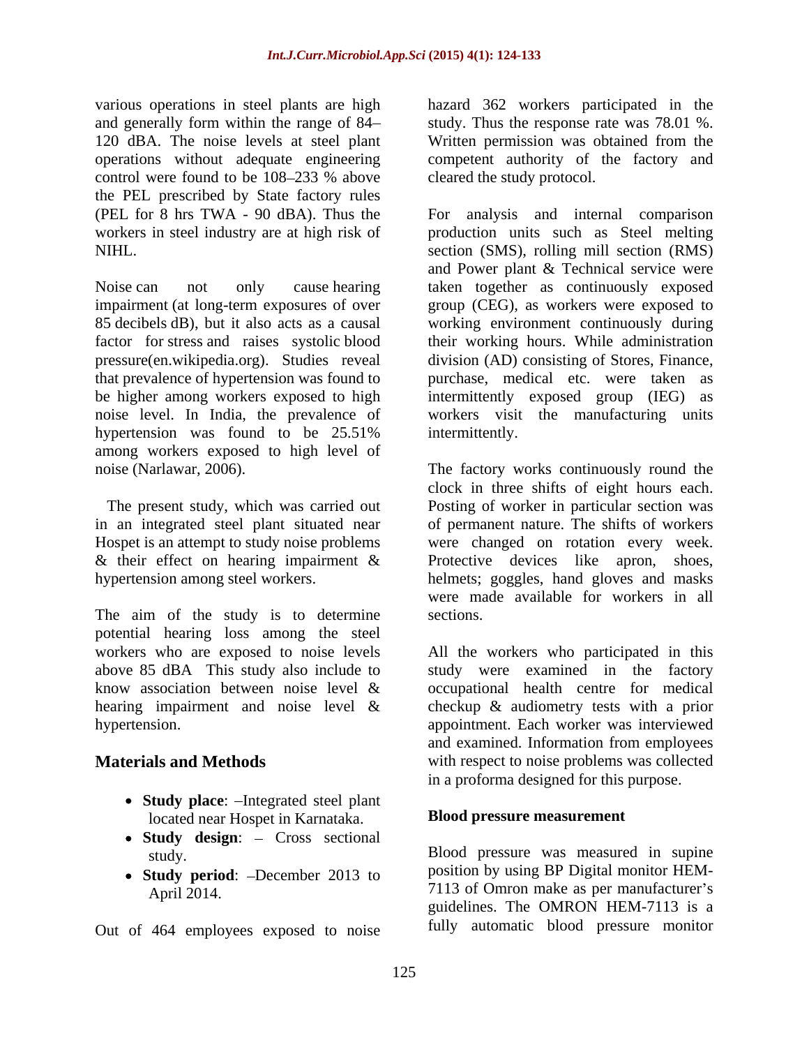various operations in steel plants are high and generally form within the range of 84–120 dBA. The noise levels at steel plant operations without adequate engineering control were found to be 108–233 % above the PEL prescribed by State factory rules (PEL for 8 hrs TWA - 90 dBA). Thus the workers in steel industry are at high risk of NIHL.

Noise can not only cause hearing impairment (at long-term exposures of over 85 decibels dB), but it also acts as a causal factor for stress and raises systolic blood pressure(en.wikipedia.org). Studies reveal that prevalence of hypertension was found to be higher among workers exposed to high noise level. In India, the prevalence of hypertension was found to be 25.51% among workers exposed to high level of noise (Narlawar, 2006).

The present study, which was carried out in an integrated steel plant situated near Hospet is an attempt to study noise problems & their effect on hearing impairment & hypertension among steel workers.

The aim of the study is to determine potential hearing loss among the steel workers who are exposed to noise levels above 85 dBA This study also include to know association between noise level & hearing impairment and noise level & hypertension.

## Materials and Methods

- **Study place**: –Integrated steel plant located near Hospet in Karnataka.
- **Study design**: – Cross sectional study.
- **Study period**: –December 2013 to April 2014.

Out of 464 employees exposed to noise hazard 362 workers participated in the study. Thus the response rate was 78.01 %. Written permission was obtained from the competent authority of the factory and cleared the study protocol.

For analysis and internal comparison production units such as Steel melting section (SMS), rolling mill section (RMS) and Power plant & Technical service were taken together as continuously exposed group (CEG), as workers were exposed to working environment continuously during their working hours. While administration division (AD) consisting of Stores, Finance, purchase, medical etc. were taken as intermittently exposed group (IEG) as workers visit the manufacturing units intermittently.

The factory works continuously round the clock in three shifts of eight hours each. Posting of worker in particular section was of permanent nature. The shifts of workers were changed on rotation every week. Protective devices like apron, shoes, helmets; goggles, hand gloves and masks were made available for workers in all sections.

All the workers who participated in this study were examined in the factory occupational health centre for medical checkup & audiometry tests with a prior appointment. Each worker was interviewed and examined. Information from employees with respect to noise problems was collected in a proforma designed for this purpose.

### Blood pressure measurement

Blood pressure was measured in supine position by using BP Digital monitor HEM-7113 of Omron make as per manufacturer's guidelines. The OMRON HEM-7113 is a fully automatic blood pressure monitor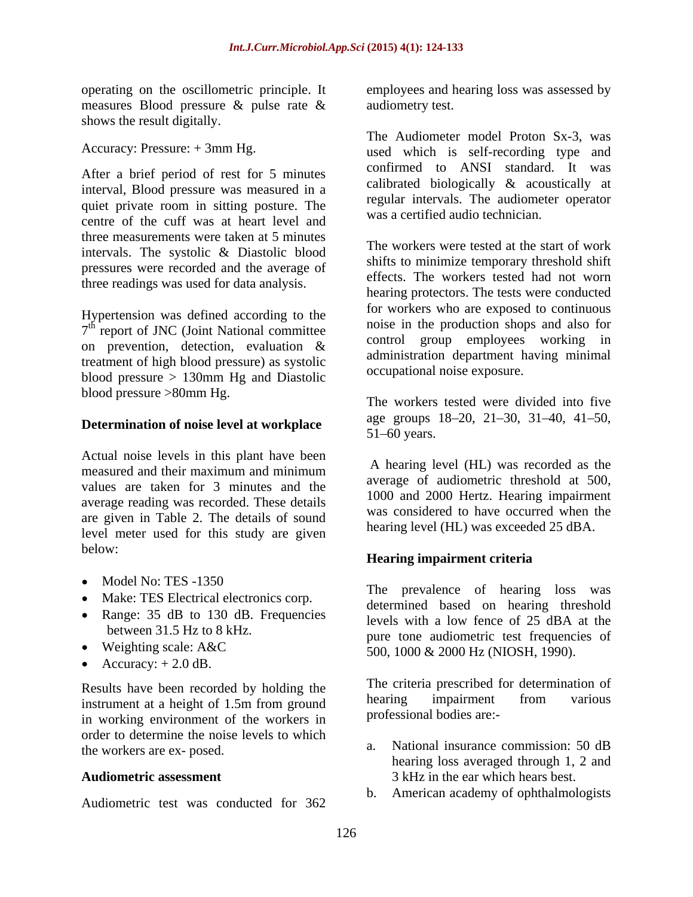operating on the oscillometric principle. It measures Blood pressure & pulse rate & shows the result digitally.

Accuracy: Pressure: + 3mm Hg.

After a brief period of rest for 5 minutes interval, Blood pressure was measured in a quiet private room in sitting posture. The centre of the cuff was at heart level and three measurements were taken at 5 minutes intervals. The systolic & Diastolic blood pressures were recorded and the average of three readings was used for data analysis.

Hypertension was defined according to the 7th report of JNC (Joint National committee on prevention, detection, evaluation & treatment of high blood pressure) as systolic blood pressure > 130mm Hg and Diastolic blood pressure >80mm Hg.

### Determination of noise level at workplace

Actual noise levels in this plant have been measured and their maximum and minimum values are taken for 3 minutes and the average reading was recorded. These details are given in Table 2. The details of sound level meter used for this study are given below:

- Model No: TES -1350
- Make: TES Electrical electronics corp.
- Range: 35 dB to 130 dB. Frequencies between 31.5 Hz to 8 kHz.
- Weighting scale: A&C
- Accuracy: + 2.0 dB.

Results have been recorded by holding the instrument at a height of 1.5m from ground in working environment of the workers in order to determine the noise levels to which the workers are ex- posed.

### Audiometric assessment

Audiometric test was conducted for 362 employees and hearing loss was assessed by audiometry test.

The Audiometer model Proton Sx-3, was used which is self-recording type and confirmed to ANSI standard. It was calibrated biologically & acoustically at regular intervals. The audiometer operator was a certified audio technician.

The workers were tested at the start of work shifts to minimize temporary threshold shift effects. The workers tested had not worn hearing protectors. The tests were conducted for workers who are exposed to continuous noise in the production shops and also for control group employees working in administration department having minimal occupational noise exposure.

The workers tested were divided into five age groups 18–20, 21–30, 31–40, 41–50, 51–60 years.

A hearing level (HL) was recorded as the average of audiometric threshold at 500, 1000 and 2000 Hertz. Hearing impairment was considered to have occurred when the hearing level (HL) was exceeded 25 dBA.

### Hearing impairment criteria

The prevalence of hearing loss was determined based on hearing threshold levels with a low fence of 25 dBA at the pure tone audiometric test frequencies of 500, 1000 & 2000 Hz (NIOSH, 1990).

The criteria prescribed for determination of hearing impairment from various professional bodies are:-

a. National insurance commission: 50 dB hearing loss averaged through 1, 2 and 3 kHz in the ear which hears best.
b. American academy of ophthalmologists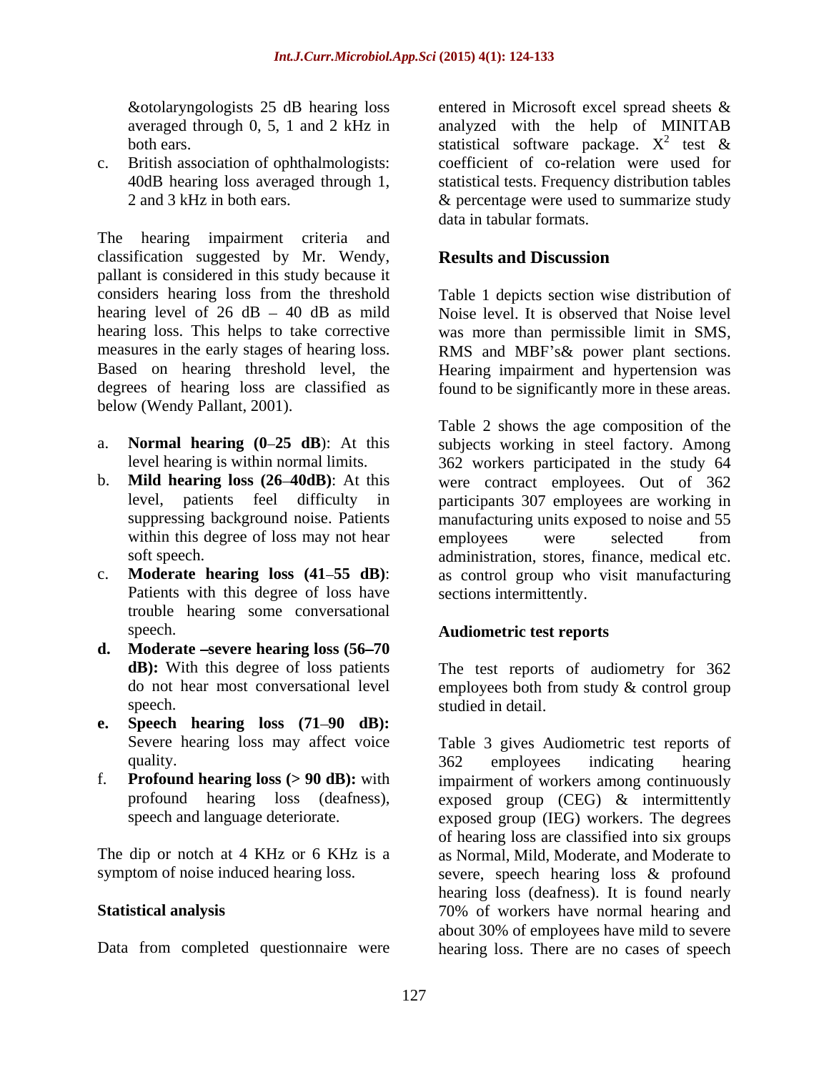&otolaryngologists 25 dB hearing loss averaged through 0, 5, 1 and 2 kHz in both ears.

c. British association of ophthalmologists: 40dB hearing loss averaged through 1, 2 and 3 kHz in both ears.

The hearing impairment criteria and classification suggested by Mr. Wendy, pallant is considered in this study because it considers hearing loss from the threshold hearing level of 26 dB – 40 dB as mild hearing loss. This helps to take corrective measures in the early stages of hearing loss. Based on hearing threshold level, the degrees of hearing loss are classified as below (Wendy Pallant, 2001).

a. **Normal hearing (0–25 dB)**: At this level hearing is within normal limits.
b. **Mild hearing loss (26–40dB)**: At this level, patients feel difficulty in suppressing background noise. Patients within this degree of loss may not hear soft speech.
c. **Moderate hearing loss (41–55 dB)**: Patients with this degree of loss have trouble hearing some conversational speech.
d. **Moderate –severe hearing loss (56–70 dB):** With this degree of loss patients do not hear most conversational level speech.
e. **Speech hearing loss (71–90 dB):** Severe hearing loss may affect voice quality.
f. **Profound hearing loss (> 90 dB):** with profound hearing loss (deafness), speech and language deteriorate.

The dip or notch at 4 KHz or 6 KHz is a symptom of noise induced hearing loss.

## Statistical analysis

Data from completed questionnaire were entered in Microsoft excel spread sheets & analyzed with the help of MINITAB statistical software package. $X^2$ test & coefficient of co-relation were used for statistical tests. Frequency distribution tables & percentage were used to summarize study data in tabular formats.

## Results and Discussion

Table 1 depicts section wise distribution of Noise level. It is observed that Noise level was more than permissible limit in SMS, RMS and MBF's& power plant sections. Hearing impairment and hypertension was found to be significantly more in these areas.

Table 2 shows the age composition of the subjects working in steel factory. Among 362 workers participated in the study 64 were contract employees. Out of 362 participants 307 employees are working in manufacturing units exposed to noise and 55 employees were selected from administration, stores, finance, medical etc. as control group who visit manufacturing sections intermittently.

### Audiometric test reports

The test reports of audiometry for 362 employees both from study & control group studied in detail.

Table 3 gives Audiometric test reports of 362 employees indicating hearing impairment of workers among continuously exposed group (CEG) & intermittently exposed group (IEG) workers. The degrees of hearing loss are classified into six groups as Normal, Mild, Moderate, and Moderate to severe, speech hearing loss & profound hearing loss (deafness). It is found nearly 70% of workers have normal hearing and about 30% of employees have mild to severe hearing loss. There are no cases of speech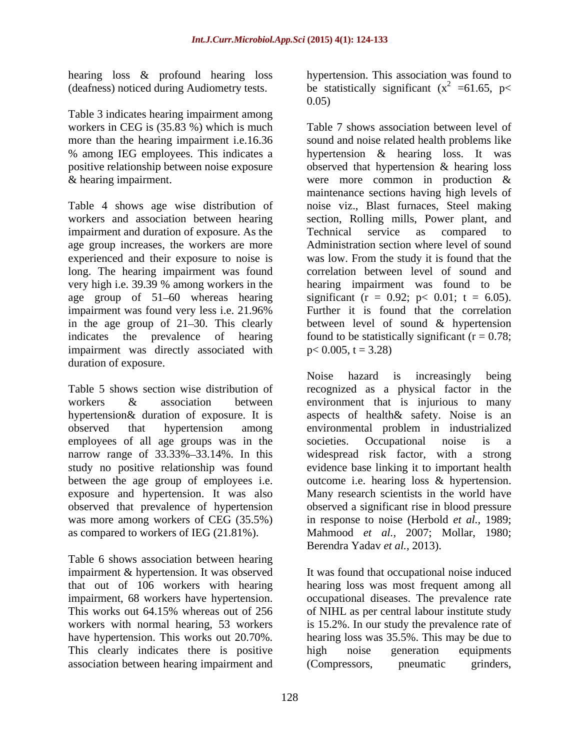hearing loss & profound hearing loss (deafness) noticed during Audiometry tests.

Table 3 indicates hearing impairment among workers in CEG is (35.83 %) which is much more than the hearing impairment i.e.16.36 % among IEG employees. This indicates a positive relationship between noise exposure & hearing impairment.

Table 4 shows age wise distribution of workers and association between hearing impairment and duration of exposure. As the age group increases, the workers are more experienced and their exposure to noise is long. The hearing impairment was found very high i.e. 39.39 % among workers in the age group of 51–60 whereas hearing impairment was found very less i.e. 21.96% in the age group of 21–30. This clearly indicates the prevalence of hearing impairment was directly associated with duration of exposure.

Table 5 shows section wise distribution of workers & association between hypertension& duration of exposure. It is observed that hypertension among employees of all age groups was in the narrow range of 33.33%–33.14%. In this study no positive relationship was found between the age group of employees i.e. exposure and hypertension. It was also observed that prevalence of hypertension was more among workers of CEG (35.5%) as compared to workers of IEG (21.81%).

Table 6 shows association between hearing impairment & hypertension. It was observed that out of 106 workers with hearing impairment, 68 workers have hypertension. This works out 64.15% whereas out of 256 workers with normal hearing, 53 workers have hypertension. This works out 20.70%. This clearly indicates there is positive association between hearing impairment and hypertension. This association was found to be statistically significant ($x^2$ =61.65, $p< 0.05$)

Table 7 shows association between level of sound and noise related health problems like hypertension & hearing loss. It was observed that hypertension & hearing loss were more common in production & maintenance sections having high levels of noise viz., Blast furnaces, Steel making section, Rolling mills, Power plant, and Technical service as compared to Administration section where level of sound was low. From the study it is found that the correlation between level of sound and hearing impairment was found to be significant ($r = 0.92$; $p< 0.01$; $t = 6.05$). Further it is found that the correlation between level of sound & hypertension found to be statistically significant ($r = 0.78$; $p< 0.005$, $t = 3.28$)

Noise hazard is increasingly being recognized as a physical factor in the environment that is injurious to many aspects of health& safety. Noise is an environmental problem in industrialized societies. Occupational noise is a widespread risk factor, with a strong evidence base linking it to important health outcome i.e. hearing loss & hypertension. Many research scientists in the world have observed a significant rise in blood pressure in response to noise (Herbold *et al.*, 1989; Mahmood *et al.*, 2007; Mollar, 1980; Berendra Yadav *et al.*, 2013).

It was found that occupational noise induced hearing loss was most frequent among all occupational diseases. The prevalence rate of NIHL as per central labour institute study is 15.2%. In our study the prevalence rate of hearing loss was 35.5%. This may be due to high noise generation equipments (Compressors, pneumatic grinders,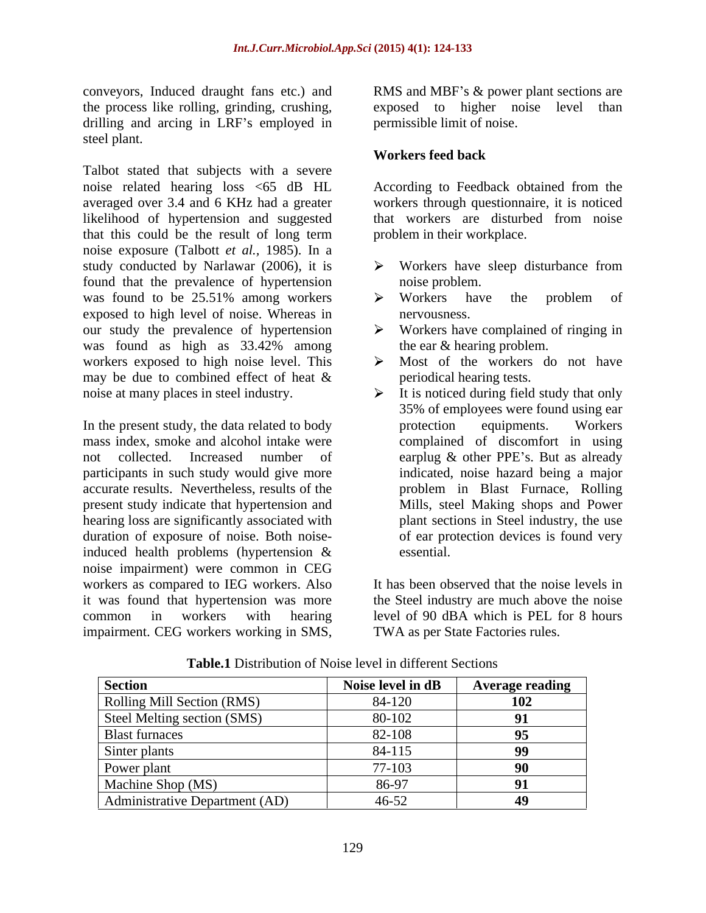conveyors, Induced draught fans etc.) and the process like rolling, grinding, crushing, drilling and arcing in LRF's employed in steel plant.

Talbot stated that subjects with a severe noise related hearing loss <65 dB HL averaged over 3.4 and 6 KHz had a greater likelihood of hypertension and suggested that this could be the result of long term noise exposure (Talbott *et al.*, 1985). In a study conducted by Narlawar (2006), it is found that the prevalence of hypertension was found to be 25.51% among workers exposed to high level of noise. Whereas in our study the prevalence of hypertension was found as high as 33.42% among workers exposed to high noise level. This may be due to combined effect of heat & noise at many places in steel industry.

In the present study, the data related to body mass index, smoke and alcohol intake were not collected. Increased number of participants in such study would give more accurate results. Nevertheless, results of the present study indicate that hypertension and hearing loss are significantly associated with duration of exposure of noise. Both noise-induced health problems (hypertension & noise impairment) were common in CEG workers as compared to IEG workers. Also it was found that hypertension was more common in workers with hearing impairment. CEG workers working in SMS, RMS and MBF's & power plant sections are exposed to higher noise level than permissible limit of noise.

**Workers feed back**

According to Feedback obtained from the workers through questionnaire, it is noticed that workers are disturbed from noise problem in their workplace.

- Workers have sleep disturbance from noise problem.
- Workers have the problem of nervousness.
- Workers have complained of ringing in the ear & hearing problem.
- Most of the workers do not have periodical hearing tests.
- It is noticed during field study that only 35% of employees were found using ear protection equipments. Workers complained of discomfort in using earplug & other PPE's. But as already indicated, noise hazard being a major problem in Blast Furnace, Rolling Mills, steel Making shops and Power plant sections in Steel industry, the use of ear protection devices is found very essential.

It has been observed that the noise levels in the Steel industry are much above the noise level of 90 dBA which is PEL for 8 hours TWA as per State Factories rules.

**Table.1** Distribution of Noise level in different Sections

| Section | Noise level in dB | Average reading |
|---|---|---|
| Rolling Mill Section (RMS) | 84-120 | **102** |
| Steel Melting section (SMS) | 80-102 | **91** |
| Blast furnaces | 82-108 | **95** |
| Sinter plants | 84-115 | **99** |
| Power plant | 77-103 | **90** |
| Machine Shop (MS) | 86-97 | **91** |
| Administrative Department (AD) | 46-52 | **49** |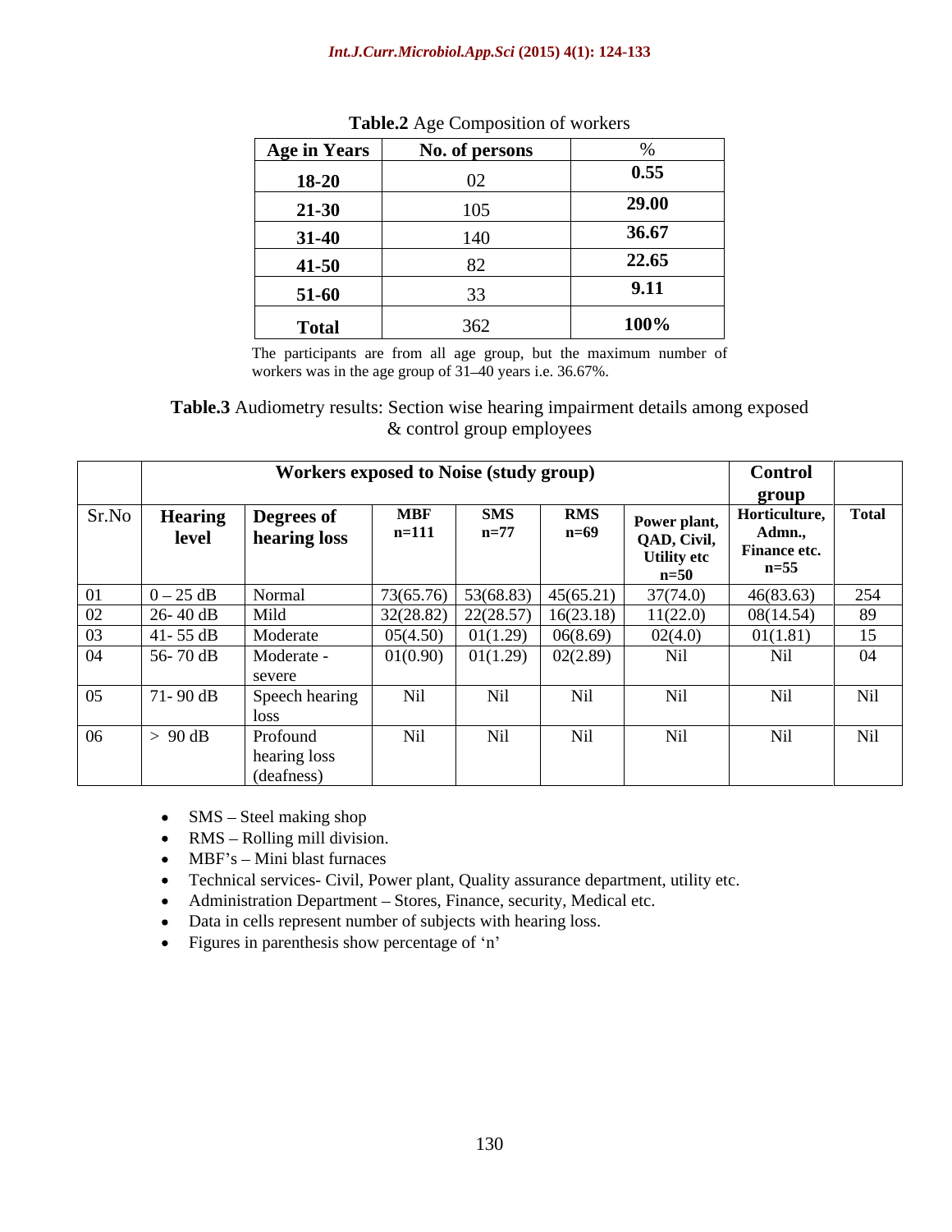**Table.2** Age Composition of workers

| Age in Years | No. of persons | % |
|---|---|---|
| **18-20** | 02 | **0.55** |
| **21-30** | 105 | **29.00** |
| **31-40** | 140 | **36.67** |
| **41-50** | 82 | **22.65** |
| **51-60** | 33 | **9.11** |
| **Total** | 362 | **100%** |

The participants are from all age group, but the maximum number of workers was in the age group of 31–40 years i.e. 36.67%.

**Table.3** Audiometry results: Section wise hearing impairment details among exposed & control group employees

| | Workers exposed to Noise (study group) | | | | | | Control group | |
|---|---|---|---|---|---|---|---|---|
| Sr.No | **Hearing level** | **Degrees of hearing loss** | **MBF n=111** | **SMS n=77** | **RMS n=69** | **Power plant, QAD, Civil, Utility etc n=50** | **Horticulture, Admn., Finance etc. n=55** | **Total** |
| 01 | 0 – 25 dB | Normal | 73(65.76) | 53(68.83) | 45(65.21) | 37(74.0) | 46(83.63) | 254 |
| 02 | 26- 40 dB | Mild | 32(28.82) | 22(28.57) | 16(23.18) | 11(22.0) | 08(14.54) | 89 |
| 03 | 41- 55 dB | Moderate | 05(4.50) | 01(1.29) | 06(8.69) | 02(4.0) | 01(1.81) | 15 |
| 04 | 56- 70 dB | Moderate - severe | 01(0.90) | 01(1.29) | 02(2.89) | Nil | Nil | 04 |
| 05 | 71- 90 dB | Speech hearing loss | Nil | Nil | Nil | Nil | Nil | Nil |
| 06 | > 90 dB | Profound hearing loss (deafness) | Nil | Nil | Nil | Nil | Nil | Nil |

- SMS – Steel making shop
- RMS – Rolling mill division.
- MBF's – Mini blast furnaces
- Technical services- Civil, Power plant, Quality assurance department, utility etc.
- Administration Department – Stores, Finance, security, Medical etc.
- Data in cells represent number of subjects with hearing loss.
- Figures in parenthesis show percentage of 'n'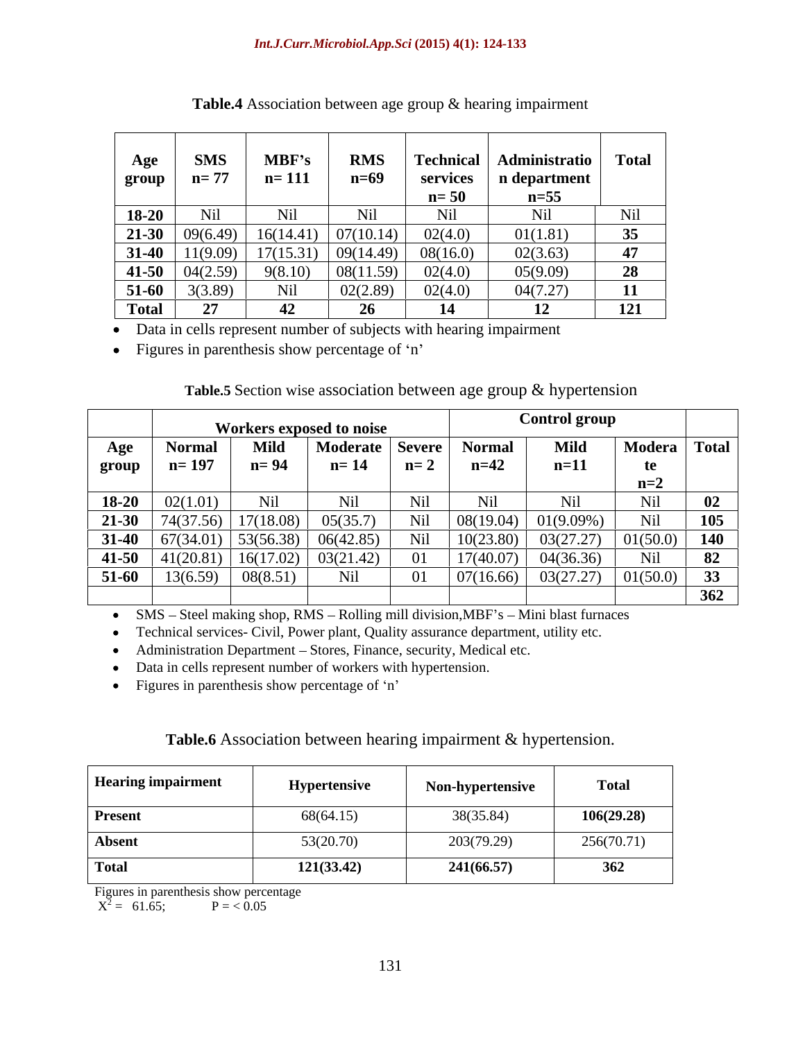**Table.4** Association between age group & hearing impairment

| Age group | SMS n= 77 | MBF's n= 111 | RMS n=69 | Technical services n= 50 | Administration department n=55 | Total |
|---|---|---|---|---|---|---|
| **18-20** | Nil | Nil | Nil | Nil | Nil | Nil |
| **21-30** | 09(6.49) | 16(14.41) | 07(10.14) | 02(4.0) | 01(1.81) | **35** |
| **31-40** | 11(9.09) | 17(15.31) | 09(14.49) | 08(16.0) | 02(3.63) | **47** |
| **41-50** | 04(2.59) | 9(8.10) | 08(11.59) | 02(4.0) | 05(9.09) | **28** |
| **51-60** | 3(3.89) | Nil | 02(2.89) | 02(4.0) | 04(7.27) | **11** |
| **Total** | **27** | **42** | **26** | **14** | **12** | **121** |

- Data in cells represent number of subjects with hearing impairment
- Figures in parenthesis show percentage of 'n'

**Table.5** Section wise association between age group & hypertension

| | Workers exposed to noise | | | | Control group | | | |
|---|---|---|---|---|---|---|---|---|
| **Age group** | **Normal n= 197** | **Mild n= 94** | **Moderate n= 14** | **Severe n= 2** | **Normal n=42** | **Mild n=11** | **Moderate n=2** | **Total** |
| **18-20** | 02(1.01) | Nil | Nil | Nil | Nil | Nil | Nil | **02** |
| **21-30** | 74(37.56) | 17(18.08) | 05(35.7) | Nil | 08(19.04) | 01(9.09%) | Nil | **105** |
| **31-40** | 67(34.01) | 53(56.38) | 06(42.85) | Nil | 10(23.80) | 03(27.27) | 01(50.0) | **140** |
| **41-50** | 41(20.81) | 16(17.02) | 03(21.42) | 01 | 17(40.07) | 04(36.36) | Nil | **82** |
| **51-60** | 13(6.59) | 08(8.51) | Nil | 01 | 07(16.66) | 03(27.27) | 01(50.0) | **33** |
| | | | | | | | | **362** |

- SMS – Steel making shop, RMS – Rolling mill division,MBF's – Mini blast furnaces
- Technical services- Civil, Power plant, Quality assurance department, utility etc.
- Administration Department – Stores, Finance, security, Medical etc.
- Data in cells represent number of workers with hypertension.
- Figures in parenthesis show percentage of 'n'

**Table.6** Association between hearing impairment & hypertension.

| Hearing impairment | Hypertensive | Non-hypertensive | Total |
|---|---|---|---|
| **Present** | 68(64.15) | 38(35.84) | **106(29.28)** |
| **Absent** | 53(20.70) | 203(79.29) | 256(70.71) |
| **Total** | **121(33.42)** | **241(66.57)** | **362** |

Figures in parenthesis show percentage

$X^2$ = 61.65; P = < 0.05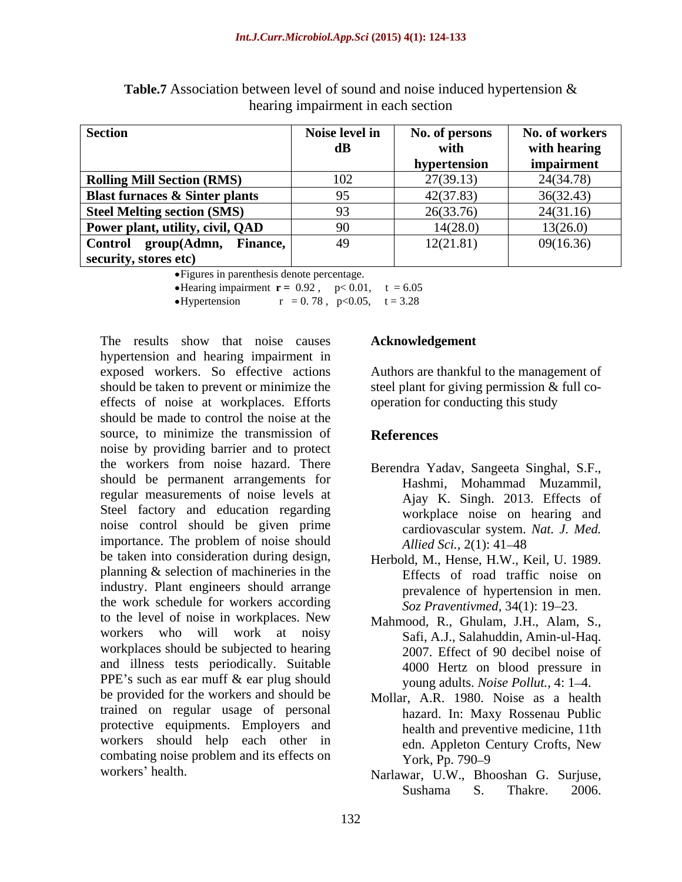**Table.7** Association between level of sound and noise induced hypertension & hearing impairment in each section

| Section | Noise level in dB | No. of persons with hypertension | No. of workers with hearing impairment |
|---|---|---|---|
| **Rolling Mill Section (RMS)** | 102 | 27(39.13) | 24(34.78) |
| **Blast furnaces & Sinter plants** | 95 | 42(37.83) | 36(32.43) |
| **Steel Melting section (SMS)** | 93 | 26(33.76) | 24(31.16) |
| **Power plant, utility, civil, QAD** | 90 | 14(28.0) | 13(26.0) |
| **Control group(Admn, Finance, security, stores etc)** | 49 | 12(21.81) | 09(16.36) |

- Figures in parenthesis denote percentage.
- Hearing impairment **r =** 0.92 , $p< 0.01$, $t = 6.05$
- Hypertension r = 0. 78 , $p<0.05$, $t = 3.28$

The results show that noise causes hypertension and hearing impairment in exposed workers. So effective actions should be taken to prevent or minimize the effects of noise at workplaces. Efforts should be made to control the noise at the source, to minimize the transmission of noise by providing barrier and to protect the workers from noise hazard. There should be permanent arrangements for regular measurements of noise levels at Steel factory and education regarding noise control should be given prime importance. The problem of noise should be taken into consideration during design, planning & selection of machineries in the industry. Plant engineers should arrange the work schedule for workers according to the level of noise in workplaces. New workers who will work at noisy workplaces should be subjected to hearing and illness tests periodically. Suitable PPE's such as ear muff & ear plug should be provided for the workers and should be trained on regular usage of personal protective equipments. Employers and workers should help each other in combating noise problem and its effects on workers' health.

## Acknowledgement

Authors are thankful to the management of steel plant for giving permission & full co-operation for conducting this study

## References

Berendra Yadav, Sangeeta Singhal, S.F., Hashmi, Mohammad Muzammil, Ajay K. Singh. 2013. Effects of workplace noise on hearing and cardiovascular system. *Nat. J. Med. Allied Sci.*, 2(1): 41–48

Herbold, M., Hense, H.W., Keil, U. 1989. Effects of road traffic noise on prevalence of hypertension in men. *Soz Praventivmed*, 34(1): 19–23.

Mahmood, R., Ghulam, J.H., Alam, S., Safi, A.J., Salahuddin, Amin-ul-Haq. 2007. Effect of 90 decibel noise of 4000 Hertz on blood pressure in young adults. *Noise Pollut.*, 4: 1–4.

Mollar, A.R. 1980. Noise as a health hazard. In: Maxy Rossenau Public health and preventive medicine, 11th edn. Appleton Century Crofts, New York, Pp. 790–9

Narlawar, U.W., Bhooshan G. Surjuse, Sushama S. Thakre. 2006.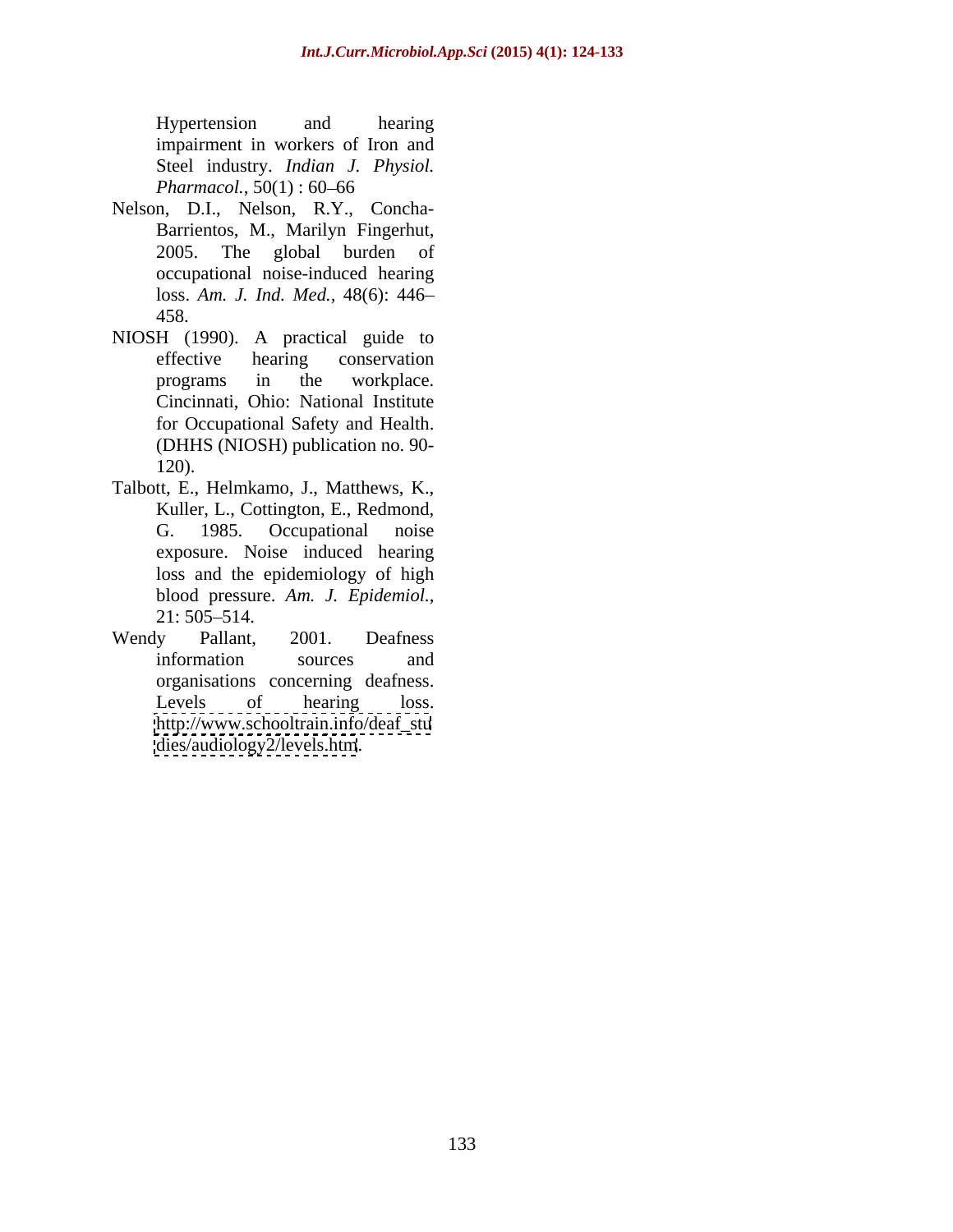Hypertension and hearing impairment in workers of Iron and Steel industry. *Indian J. Physiol. Pharmacol.,* 50(1) : 60–66

Nelson, D.I., Nelson, R.Y., Concha-Barrientos, M., Marilyn Fingerhut, 2005. The global burden of occupational noise-induced hearing loss. *Am. J. Ind. Med.,* 48(6): 446–458.

NIOSH (1990). A practical guide to effective hearing conservation programs in the workplace. Cincinnati, Ohio: National Institute for Occupational Safety and Health. (DHHS (NIOSH) publication no. 90-120).

Talbott, E., Helmkamo, J., Matthews, K., Kuller, L., Cottington, E., Redmond, G. 1985. Occupational noise exposure. Noise induced hearing loss and the epidemiology of high blood pressure. *Am. J. Epidemiol.,* 21: 505–514.

Wendy Pallant, 2001. Deafness information sources and organisations concerning deafness. Levels of hearing loss. http://www.schooltrain.info/deaf_studies/audiology2/levels.htm.